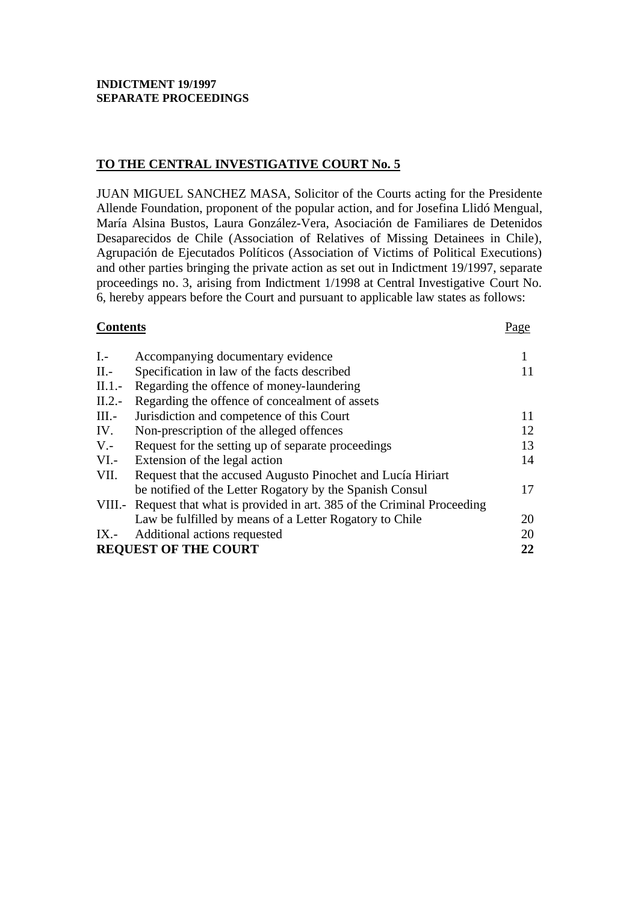**INDICTMENT 19/1997**
**SEPARATE PROCEEDINGS**

## TO THE CENTRAL INVESTIGATIVE COURT No. 5

JUAN MIGUEL SANCHEZ MASA, Solicitor of the Courts acting for the Presidente Allende Foundation, proponent of the popular action, and for Josefina Llidó Mengual, María Alsina Bustos, Laura González-Vera, Asociación de Familiares de Detenidos Desaparecidos de Chile (Association of Relatives of Missing Detainees in Chile), Agrupación de Ejecutados Políticos (Association of Victims of Political Executions) and other parties bringing the private action as set out in Indictment 19/1997, separate proceedings no. 3, arising from Indictment 1/1998 at Central Investigative Court No. 6, hereby appears before the Court and pursuant to applicable law states as follows:

| **Contents** | | Page |
|---|---|---|
| I.- | Accompanying documentary evidence | 1 |
| II.- | Specification in law of the facts described | 11 |
| II.1.- | Regarding the offence of money-laundering | |
| II.2.- | Regarding the offence of concealment of assets | |
| III.- | Jurisdiction and competence of this Court | 11 |
| IV. | Non-prescription of the alleged offences | 12 |
| V.- | Request for the setting up of separate proceedings | 13 |
| VI.- | Extension of the legal action | 14 |
| VII. | Request that the accused Augusto Pinochet and Lucía Hiriart be notified of the Letter Rogatory by the Spanish Consul | 17 |
| VIII.- | Request that what is provided in art. 385 of the Criminal Proceeding Law be fulfilled by means of a Letter Rogatory to Chile | 20 |
| IX.- | Additional actions requested | 20 |
| **REQUEST OF THE COURT** | | **22** |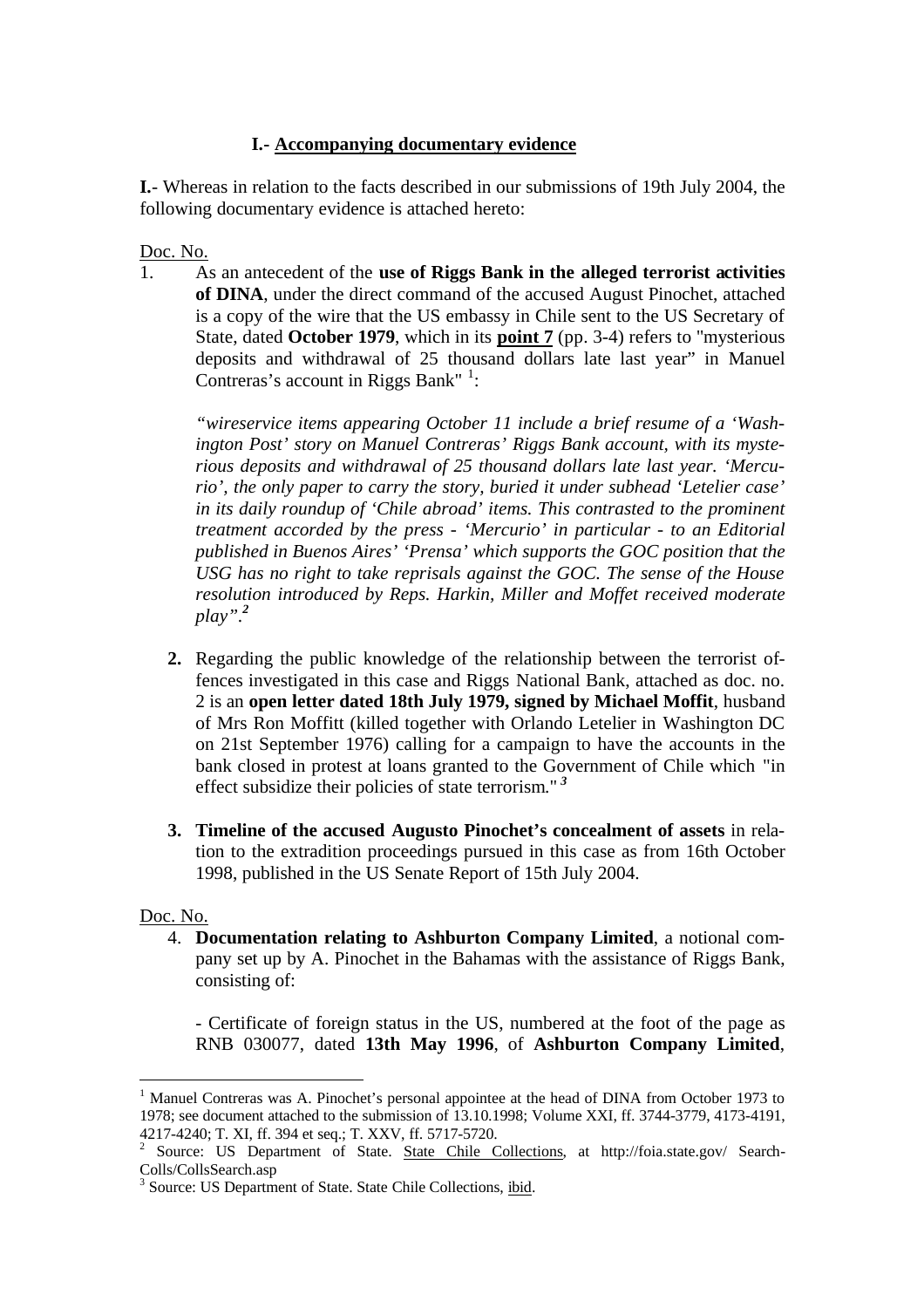## I.- Accompanying documentary evidence

**I.**- Whereas in relation to the facts described in our submissions of 19th July 2004, the following documentary evidence is attached hereto:

Doc. No.

1. As an antecedent of the **use of Riggs Bank in the alleged terrorist activities of DINA**, under the direct command of the accused August Pinochet, attached is a copy of the wire that the US embassy in Chile sent to the US Secretary of State, dated **October 1979**, which in its **point 7** (pp. 3-4) refers to "mysterious deposits and withdrawal of 25 thousand dollars late last year" in Manuel Contreras's account in Riggs Bank" [1]:

   *"wireservice items appearing October 11 include a brief resume of a 'Washington Post' story on Manuel Contreras' Riggs Bank account, with its mysterious deposits and withdrawal of 25 thousand dollars late last year. 'Mercurio', the only paper to carry the story, buried it under subhead 'Letelier case' in its daily roundup of 'Chile abroad' items. This contrasted to the prominent treatment accorded by the press - 'Mercurio' in particular - to an Editorial published in Buenos Aires' 'Prensa' which supports the GOC position that the USG has no right to take reprisals against the GOC. The sense of the House resolution introduced by Reps. Harkin, Miller and Moffet received moderate play".*[2]

2. Regarding the public knowledge of the relationship between the terrorist offences investigated in this case and Riggs National Bank, attached as doc. no. 2 is an **open letter dated 18th July 1979, signed by Michael Moffit**, husband of Mrs Ron Moffitt (killed together with Orlando Letelier in Washington DC on 21st September 1976) calling for a campaign to have the accounts in the bank closed in protest at loans granted to the Government of Chile which "in effect subsidize their policies of state terrorism."[3]

3. **Timeline of the accused Augusto Pinochet's concealment of assets** in relation to the extradition proceedings pursued in this case as from 16th October 1998, published in the US Senate Report of 15th July 2004.

Doc. No.

4. **Documentation relating to Ashburton Company Limited**, a notional company set up by A. Pinochet in the Bahamas with the assistance of Riggs Bank, consisting of:

   - Certificate of foreign status in the US, numbered at the foot of the page as RNB 030077, dated **13th May 1996**, of **Ashburton Company Limited**,

---

[1] Manuel Contreras was A. Pinochet's personal appointee at the head of DINA from October 1973 to 1978; see document attached to the submission of 13.10.1998; Volume XXI, ff. 3744-3779, 4173-4191, 4217-4240; T. XI, ff. 394 et seq.; T. XXV, ff. 5717-5720.

[2] Source: US Department of State. State Chile Collections, at http://foia.state.gov/ SearchColls/CollsSearch.asp

[3] Source: US Department of State. State Chile Collections, ibid.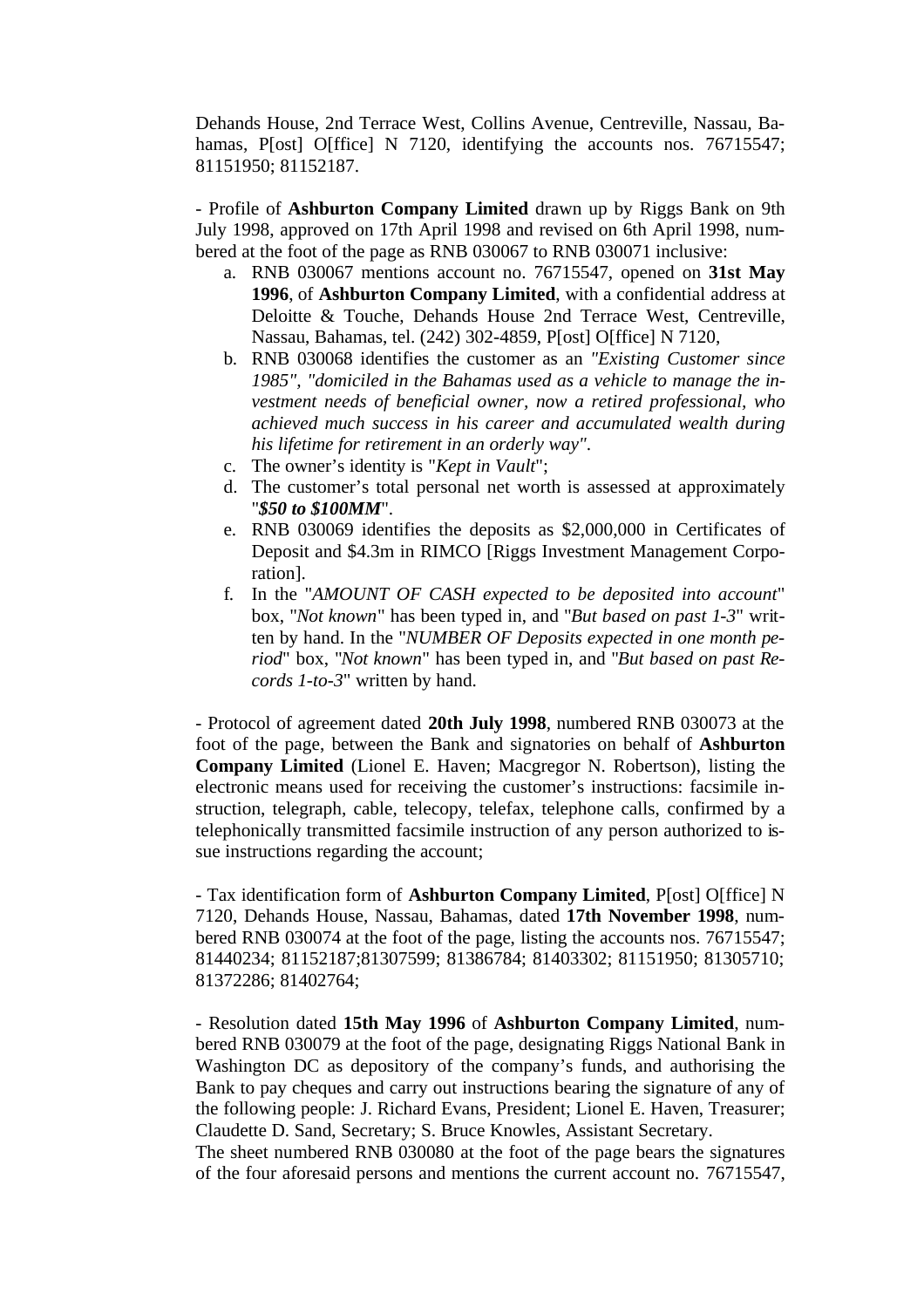Dehands House, 2nd Terrace West, Collins Avenue, Centreville, Nassau, Bahamas, P[ost] O[ffice] N 7120, identifying the accounts nos. 76715547; 81151950; 81152187.

- Profile of **Ashburton Company Limited** drawn up by Riggs Bank on 9th July 1998, approved on 17th April 1998 and revised on 6th April 1998, numbered at the foot of the page as RNB 030067 to RNB 030071 inclusive:

  a. RNB 030067 mentions account no. 76715547, opened on **31st May 1996**, of **Ashburton Company Limited**, with a confidential address at Deloitte & Touche, Dehands House 2nd Terrace West, Centreville, Nassau, Bahamas, tel. (242) 302-4859, P[ost] O[ffice] N 7120,
  b. RNB 030068 identifies the customer as an *"Existing Customer since 1985", "domiciled in the Bahamas used as a vehicle to manage the investment needs of beneficial owner, now a retired professional, who achieved much success in his career and accumulated wealth during his lifetime for retirement in an orderly way"*.
  c. The owner's identity is "*Kept in Vault*";
  d. The customer's total personal net worth is assessed at approximately "***$50 to $100MM***".
  e. RNB 030069 identifies the deposits as $2,000,000 in Certificates of Deposit and $4.3m in RIMCO [Riggs Investment Management Corporation].
  f. In the "*AMOUNT OF CASH expected to be deposited into account*" box, "*Not known*" has been typed in, and "*But based on past 1-3*" written by hand. In the "*NUMBER OF Deposits expected in one month period*" box, "*Not known*" has been typed in, and "*But based on past Records 1-to-3*" written by hand.

- Protocol of agreement dated **20th July 1998**, numbered RNB 030073 at the foot of the page, between the Bank and signatories on behalf of **Ashburton Company Limited** (Lionel E. Haven; Macgregor N. Robertson), listing the electronic means used for receiving the customer's instructions: facsimile instruction, telegraph, cable, telecopy, telefax, telephone calls, confirmed by a telephonically transmitted facsimile instruction of any person authorized to issue instructions regarding the account;

- Tax identification form of **Ashburton Company Limited**, P[ost] O[ffice] N 7120, Dehands House, Nassau, Bahamas, dated **17th November 1998**, numbered RNB 030074 at the foot of the page, listing the accounts nos. 76715547; 81440234; 81152187;81307599; 81386784; 81403302; 81151950; 81305710; 81372286; 81402764;

- Resolution dated **15th May 1996** of **Ashburton Company Limited**, numbered RNB 030079 at the foot of the page, designating Riggs National Bank in Washington DC as depository of the company's funds, and authorising the Bank to pay cheques and carry out instructions bearing the signature of any of the following people: J. Richard Evans, President; Lionel E. Haven, Treasurer; Claudette D. Sand, Secretary; S. Bruce Knowles, Assistant Secretary.
The sheet numbered RNB 030080 at the foot of the page bears the signatures of the four aforesaid persons and mentions the current account no. 76715547,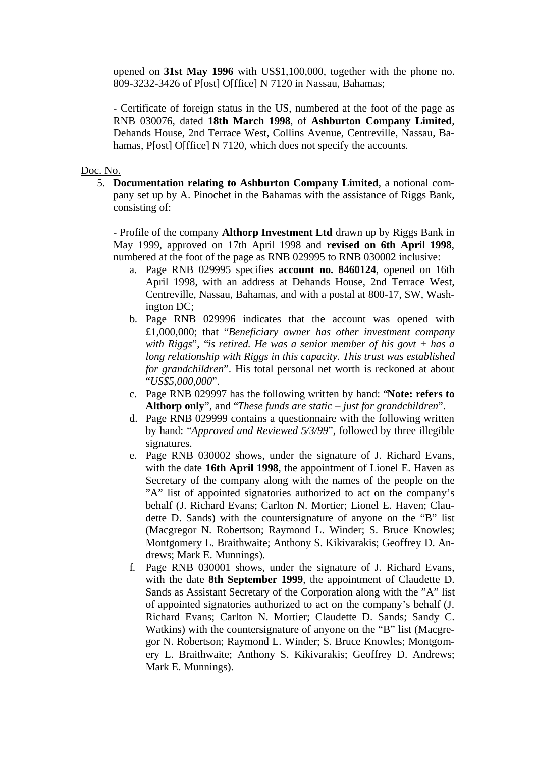opened on **31st May 1996** with US$1,100,000, together with the phone no. 809-3232-3426 of P[ost] O[ffice] N 7120 in Nassau, Bahamas;

- Certificate of foreign status in the US, numbered at the foot of the page as RNB 030076, dated **18th March 1998**, of **Ashburton Company Limited**, Dehands House, 2nd Terrace West, Collins Avenue, Centreville, Nassau, Bahamas, P[ost] O[ffice] N 7120, which does not specify the accounts.

Doc. No.

5. **Documentation relating to Ashburton Company Limited**, a notional company set up by A. Pinochet in the Bahamas with the assistance of Riggs Bank, consisting of:

   - Profile of the company **Althorp Investment Ltd** drawn up by Riggs Bank in May 1999, approved on 17th April 1998 and **revised on 6th April 1998**, numbered at the foot of the page as RNB 029995 to RNB 030002 inclusive:

     a. Page RNB 029995 specifies **account no. 8460124**, opened on 16th April 1998, with an address at Dehands House, 2nd Terrace West, Centreville, Nassau, Bahamas, and with a postal at 800-17, SW, Washington DC;
     b. Page RNB 029996 indicates that the account was opened with £1,000,000; that "*Beneficiary owner has other investment company with Riggs*", "*is retired. He was a senior member of his govt + has a long relationship with Riggs in this capacity. This trust was established for grandchildren*". His total personal net worth is reckoned at about "*US$5,000,000*".
     c. Page RNB 029997 has the following written by hand: "**Note: refers to Althorp only**", and "*These funds are static – just for grandchildren*".
     d. Page RNB 029999 contains a questionnaire with the following written by hand: "*Approved and Reviewed 5/3/99*", followed by three illegible signatures.
     e. Page RNB 030002 shows, under the signature of J. Richard Evans, with the date **16th April 1998**, the appointment of Lionel E. Haven as Secretary of the company along with the names of the people on the "A" list of appointed signatories authorized to act on the company's behalf (J. Richard Evans; Carlton N. Mortier; Lionel E. Haven; Claudette D. Sands) with the countersignature of anyone on the "B" list (Macgregor N. Robertson; Raymond L. Winder; S. Bruce Knowles; Montgomery L. Braithwaite; Anthony S. Kikivarakis; Geoffrey D. Andrews; Mark E. Munnings).
     f. Page RNB 030001 shows, under the signature of J. Richard Evans, with the date **8th September 1999**, the appointment of Claudette D. Sands as Assistant Secretary of the Corporation along with the "A" list of appointed signatories authorized to act on the company's behalf (J. Richard Evans; Carlton N. Mortier; Claudette D. Sands; Sandy C. Watkins) with the countersignature of anyone on the "B" list (Macgregor N. Robertson; Raymond L. Winder; S. Bruce Knowles; Montgomery L. Braithwaite; Anthony S. Kikivarakis; Geoffrey D. Andrews; Mark E. Munnings).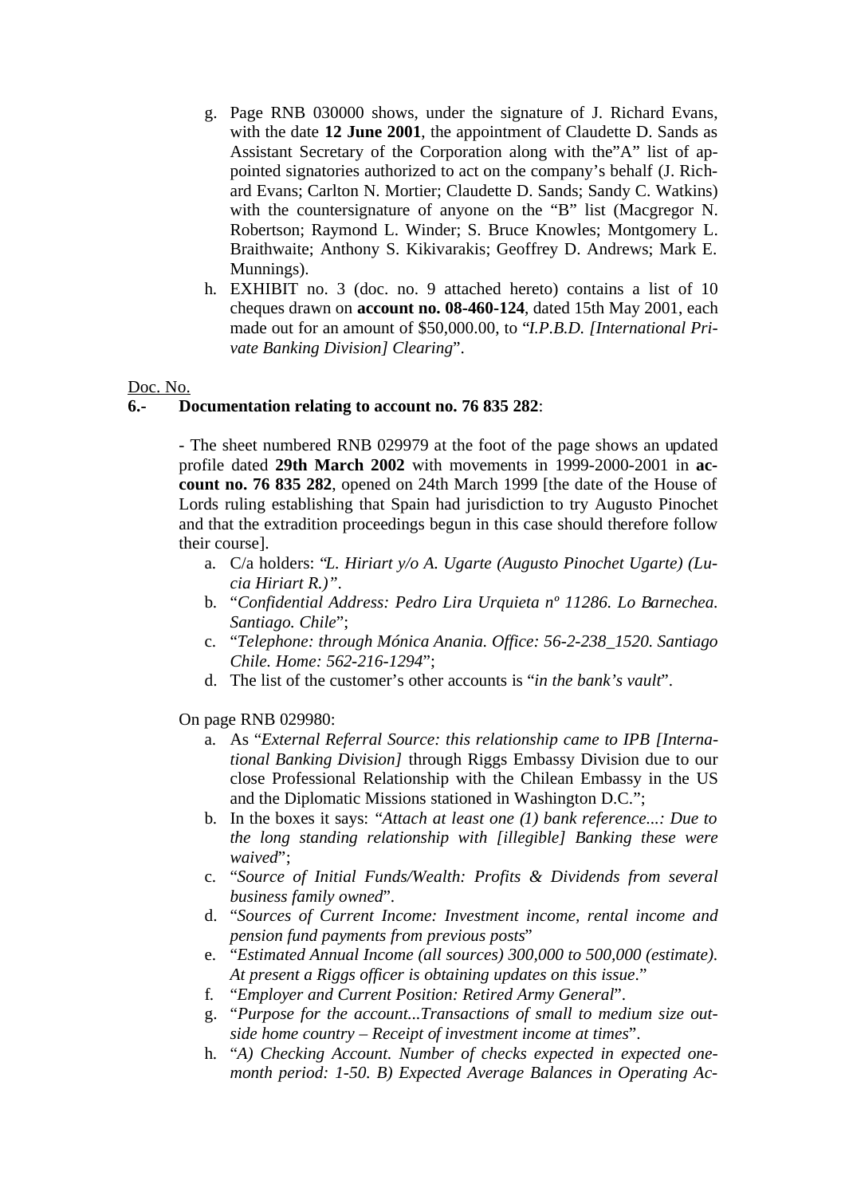g. Page RNB 030000 shows, under the signature of J. Richard Evans, with the date **12 June 2001**, the appointment of Claudette D. Sands as Assistant Secretary of the Corporation along with the"A" list of appointed signatories authorized to act on the company's behalf (J. Richard Evans; Carlton N. Mortier; Claudette D. Sands; Sandy C. Watkins) with the countersignature of anyone on the "B" list (Macgregor N. Robertson; Raymond L. Winder; S. Bruce Knowles; Montgomery L. Braithwaite; Anthony S. Kikivarakis; Geoffrey D. Andrews; Mark E. Munnings).

h. EXHIBIT no. 3 (doc. no. 9 attached hereto) contains a list of 10 cheques drawn on **account no. 08-460-124**, dated 15th May 2001, each made out for an amount of $50,000.00, to "*I.P.B.D. [International Private Banking Division] Clearing*".

Doc. No.

**6.- Documentation relating to account no. 76 835 282**:

- The sheet numbered RNB 029979 at the foot of the page shows an updated profile dated **29th March 2002** with movements in 1999-2000-2001 in **account no. 76 835 282**, opened on 24th March 1999 [the date of the House of Lords ruling establishing that Spain had jurisdiction to try Augusto Pinochet and that the extradition proceedings begun in this case should therefore follow their course].

a. C/a holders: "*L. Hiriart y/o A. Ugarte (Augusto Pinochet Ugarte) (Lucia Hiriart R.)"*.
b. "*Confidential Address: Pedro Lira Urquieta nº 11286. Lo Barnechea. Santiago. Chile*";
c. "*Telephone: through Mónica Anania. Office: 56-2-238_1520. Santiago Chile. Home: 562-216-1294*";
d. The list of the customer's other accounts is "*in the bank's vault*".

On page RNB 029980:

a. As "*External Referral Source: this relationship came to IPB [International Banking Division]* through Riggs Embassy Division due to our close Professional Relationship with the Chilean Embassy in the US and the Diplomatic Missions stationed in Washington D.C.";
b. In the boxes it says: "*Attach at least one (1) bank reference...: Due to the long standing relationship with [illegible] Banking these were waived*";
c. "*Source of Initial Funds/Wealth: Profits & Dividends from several business family owned*".
d. "*Sources of Current Income: Investment income, rental income and pension fund payments from previous posts*"
e. "*Estimated Annual Income (all sources) 300,000 to 500,000 (estimate). At present a Riggs officer is obtaining updates on this issue*."
f. "*Employer and Current Position: Retired Army General*".
g. "*Purpose for the account...Transactions of small to medium size outside home country – Receipt of investment income at times*".
h. "*A) Checking Account. Number of checks expected in expected one-month period: 1-50. B) Expected Average Balances in Operating Ac-*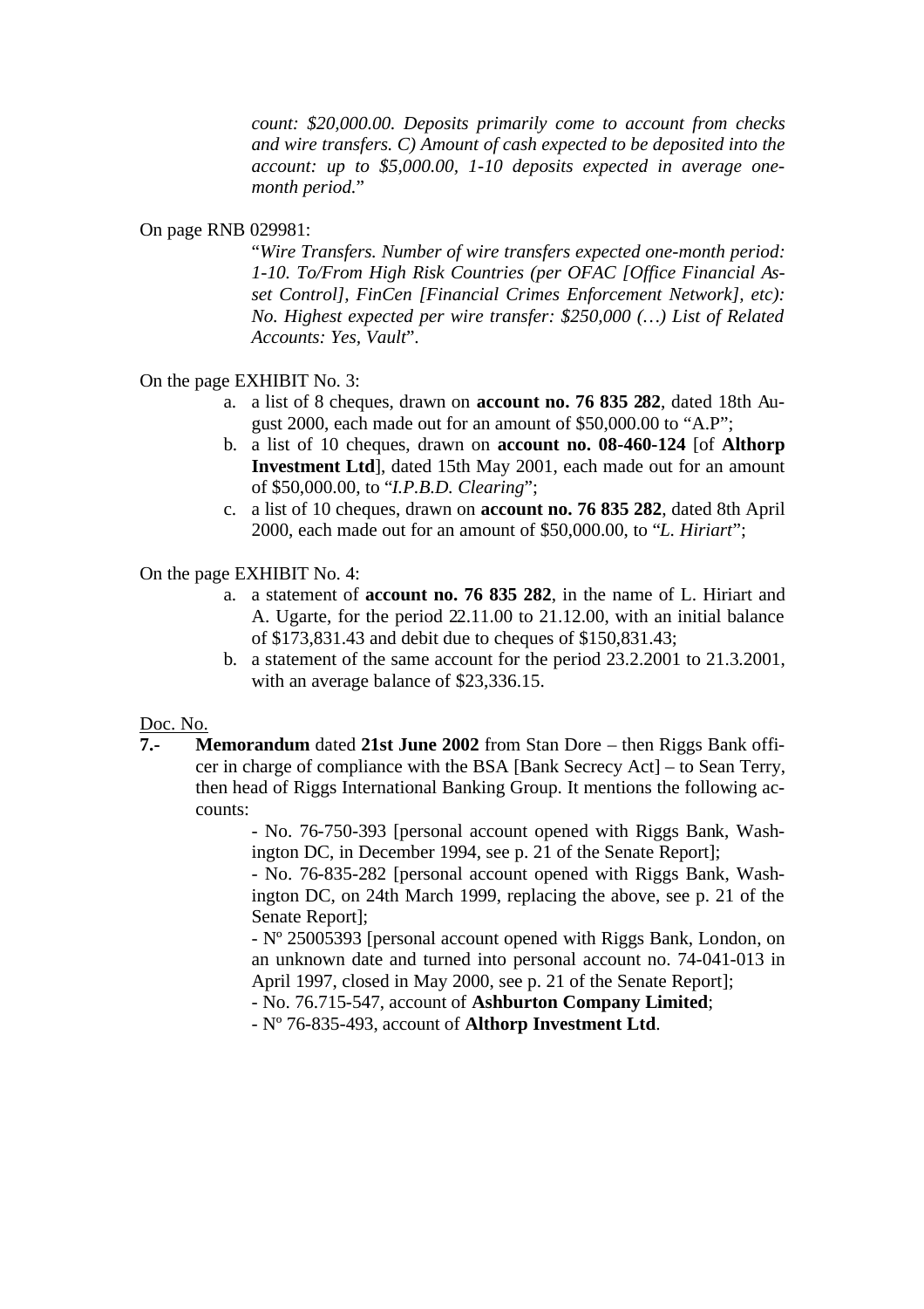*count: $20,000.00. Deposits primarily come to account from checks and wire transfers. C) Amount of cash expected to be deposited into the account: up to $5,000.00, 1-10 deposits expected in average one-month period.*"

On page RNB 029981:

"*Wire Transfers. Number of wire transfers expected one-month period: 1-10. To/From High Risk Countries (per OFAC [Office Financial Asset Control], FinCen [Financial Crimes Enforcement Network], etc): No. Highest expected per wire transfer: $250,000 (…) List of Related Accounts: Yes, Vault*".

On the page EXHIBIT No. 3:

a. a list of 8 cheques, drawn on **account no. 76 835 282**, dated 18th August 2000, each made out for an amount of $50,000.00 to "A.P";
b. a list of 10 cheques, drawn on **account no. 08-460-124** [of **Althorp Investment Ltd**], dated 15th May 2001, each made out for an amount of $50,000.00, to "*I.P.B.D. Clearing*";
c. a list of 10 cheques, drawn on **account no. 76 835 282**, dated 8th April 2000, each made out for an amount of $50,000.00, to "*L. Hiriart*";

On the page EXHIBIT No. 4:

a. a statement of **account no. 76 835 282**, in the name of L. Hiriart and A. Ugarte, for the period 22.11.00 to 21.12.00, with an initial balance of $173,831.43 and debit due to cheques of $150,831.43;
b. a statement of the same account for the period 23.2.2001 to 21.3.2001, with an average balance of $23,336.15.

Doc. No.

**7.-** **Memorandum** dated **21st June 2002** from Stan Dore – then Riggs Bank officer in charge of compliance with the BSA [Bank Secrecy Act] – to Sean Terry, then head of Riggs International Banking Group. It mentions the following accounts:

- No. 76-750-393 [personal account opened with Riggs Bank, Washington DC, in December 1994, see p. 21 of the Senate Report];
- No. 76-835-282 [personal account opened with Riggs Bank, Washington DC, on 24th March 1999, replacing the above, see p. 21 of the Senate Report];
- Nº 25005393 [personal account opened with Riggs Bank, London, on an unknown date and turned into personal account no. 74-041-013 in April 1997, closed in May 2000, see p. 21 of the Senate Report];
- No. 76.715-547, account of **Ashburton Company Limited**;
- Nº 76-835-493, account of **Althorp Investment Ltd**.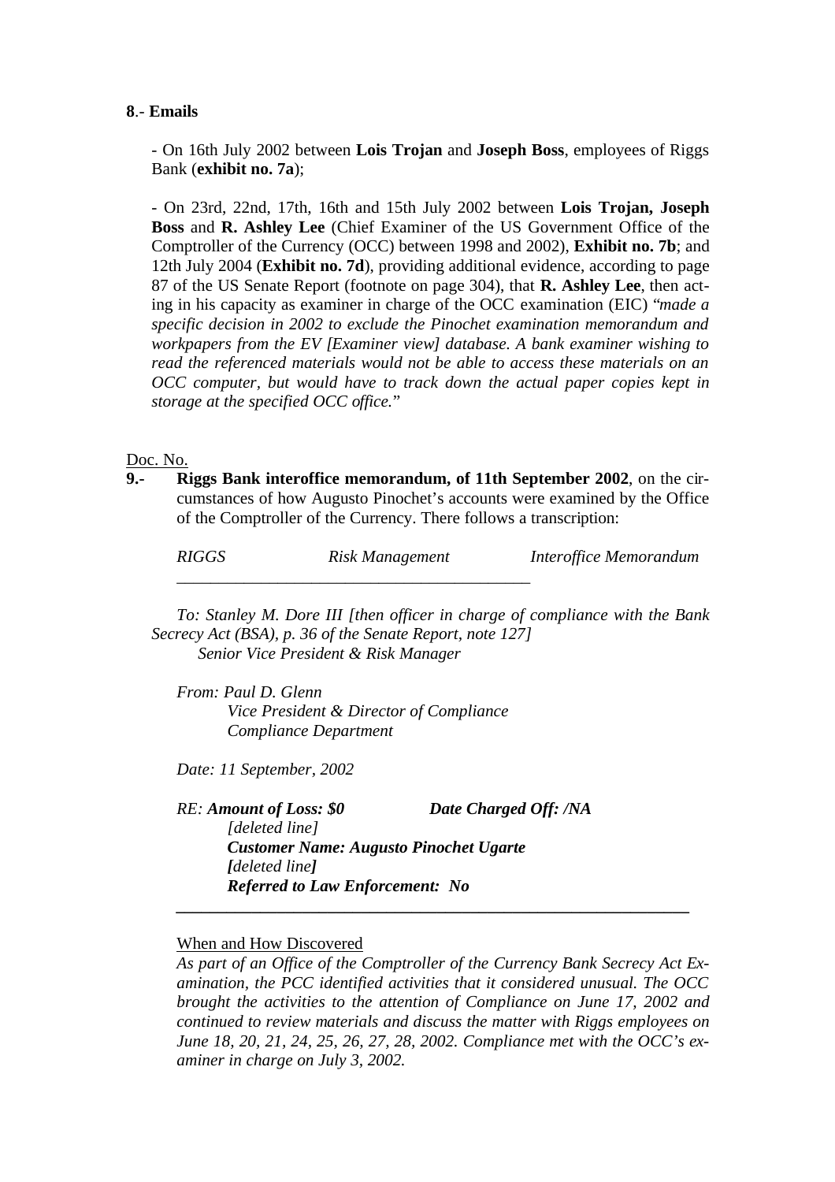**8**.- **Emails**

- On 16th July 2002 between **Lois Trojan** and **Joseph Boss**, employees of Riggs Bank (**exhibit no. 7a**);

- On 23rd, 22nd, 17th, 16th and 15th July 2002 between **Lois Trojan, Joseph Boss** and **R. Ashley Lee** (Chief Examiner of the US Government Office of the Comptroller of the Currency (OCC) between 1998 and 2002), **Exhibit no. 7b**; and 12th July 2004 (**Exhibit no. 7d**), providing additional evidence, according to page 87 of the US Senate Report (footnote on page 304), that **R. Ashley Lee**, then acting in his capacity as examiner in charge of the OCC examination (EIC) "*made a specific decision in 2002 to exclude the Pinochet examination memorandum and workpapers from the EV [Examiner view] database. A bank examiner wishing to read the referenced materials would not be able to access these materials on an OCC computer, but would have to track down the actual paper copies kept in storage at the specified OCC office.*"

Doc. No.

**9.- Riggs Bank interoffice memorandum, of 11th September 2002**, on the circumstances of how Augusto Pinochet's accounts were examined by the Office of the Comptroller of the Currency. There follows a transcription:

*RIGGS* *Risk Management* *Interoffice Memorandum*

*To: Stanley M. Dore III [then officer in charge of compliance with the Bank Secrecy Act (BSA), p. 36 of the Senate Report, note 127]*
*Senior Vice President & Risk Manager*

*From: Paul D. Glenn*
*Vice President & Director of Compliance*
*Compliance Department*

*Date: 11 September, 2002*

*RE:* ***Amount of Loss: $0*** ***Date Charged Off: /NA***
*[deleted line]*
***Customer Name: Augusto Pinochet Ugarte***
***[****deleted line****]***
***Referred to Law Enforcement: No***

When and How Discovered

*As part of an Office of the Comptroller of the Currency Bank Secrecy Act Examination, the PCC identified activities that it considered unusual. The OCC brought the activities to the attention of Compliance on June 17, 2002 and continued to review materials and discuss the matter with Riggs employees on June 18, 20, 21, 24, 25, 26, 27, 28, 2002. Compliance met with the OCC's examiner in charge on July 3, 2002.*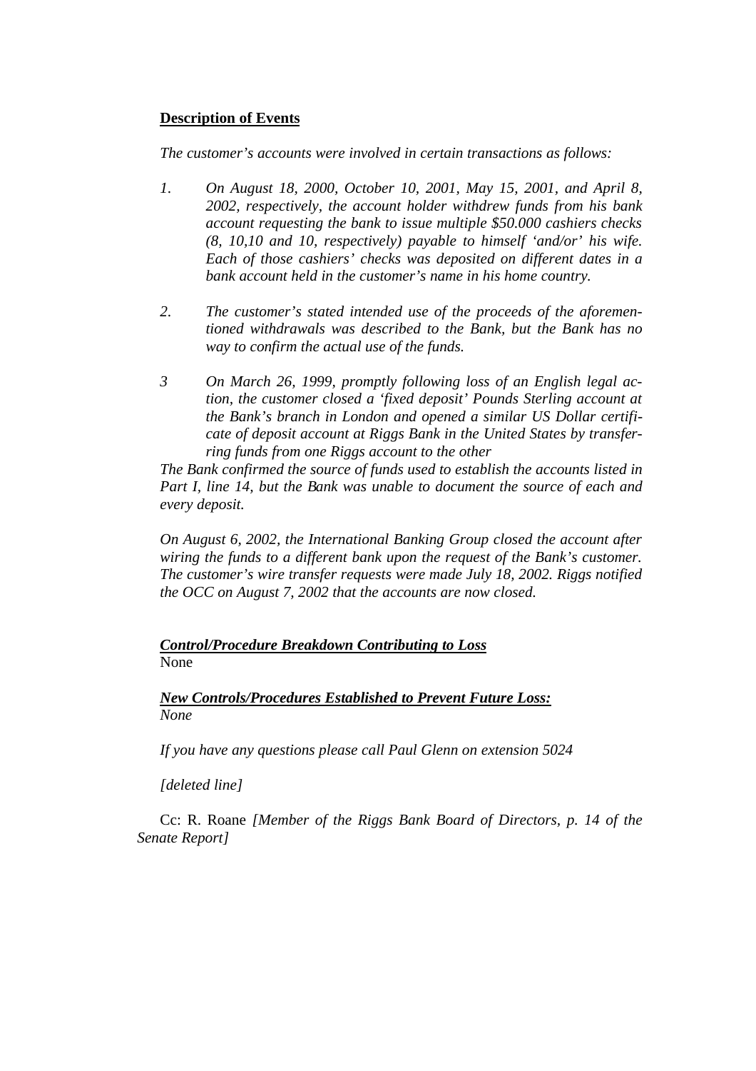**Description of Events**

*The customer's accounts were involved in certain transactions as follows:*

1. *On August 18, 2000, October 10, 2001, May 15, 2001, and April 8, 2002, respectively, the account holder withdrew funds from his bank account requesting the bank to issue multiple $50.000 cashiers checks (8, 10,10 and 10, respectively) payable to himself 'and/or' his wife. Each of those cashiers' checks was deposited on different dates in a bank account held in the customer's name in his home country.*

2. *The customer's stated intended use of the proceeds of the aforementioned withdrawals was described to the Bank, but the Bank has no way to confirm the actual use of the funds.*

3 *On March 26, 1999, promptly following loss of an English legal action, the customer closed a 'fixed deposit' Pounds Sterling account at the Bank's branch in London and opened a similar US Dollar certificate of deposit account at Riggs Bank in the United States by transferring funds from one Riggs account to the other*

*The Bank confirmed the source of funds used to establish the accounts listed in Part I, line 14, but the Bank was unable to document the source of each and every deposit.*

*On August 6, 2002, the International Banking Group closed the account after wiring the funds to a different bank upon the request of the Bank's customer. The customer's wire transfer requests were made July 18, 2002. Riggs notified the OCC on August 7, 2002 that the accounts are now closed.*

***Control/Procedure Breakdown Contributing to Loss***
None

***New Controls/Procedures Established to Prevent Future Loss:***
*None*

*If you have any questions please call Paul Glenn on extension 5024*

*[deleted line]*

Cc: R. Roane *[Member of the Riggs Bank Board of Directors, p. 14 of the Senate Report]*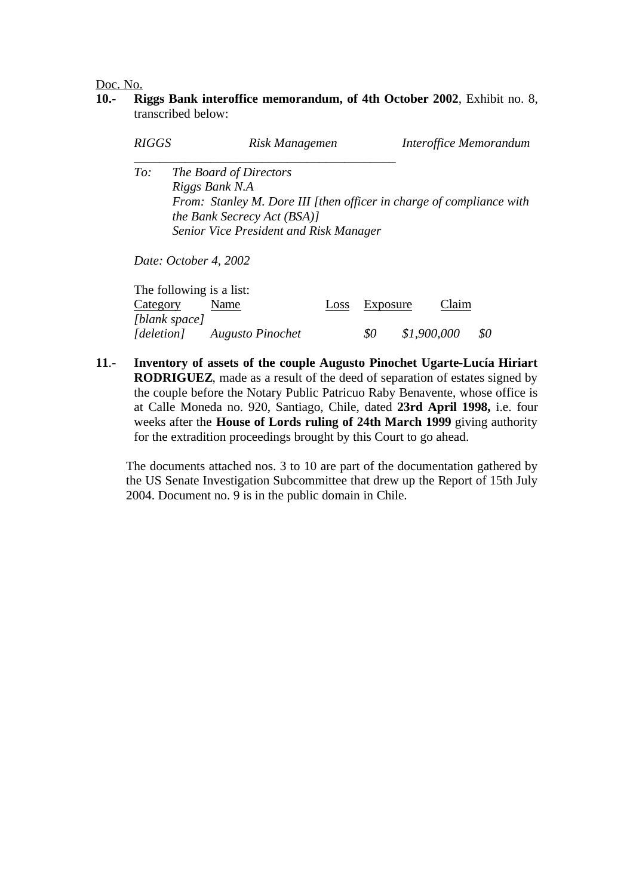Doc. No.

**10.-** **Riggs Bank interoffice memorandum, of 4th October 2002**, Exhibit no. 8, transcribed below:

*RIGGS* *Risk Managemen* *Interoffice Memorandum*

*To:* *The Board of Directors*
*Riggs Bank N.A*
*From: Stanley M. Dore III [then officer in charge of compliance with the Bank Secrecy Act (BSA)]*
*Senior Vice President and Risk Manager*

*Date: October 4, 2002*

The following is a list:

| Category | Name | Loss | Exposure | Claim |
|---|---|---|---|---|
| *[blank space]* | | | | |
| *[deletion]* | *Augusto Pinochet* | *$0* | *$1,900,000* | *$0* |

**11**.- **Inventory of assets of the couple Augusto Pinochet Ugarte-Lucía Hiriart RODRIGUEZ**, made as a result of the deed of separation of estates signed by the couple before the Notary Public Patricuo Raby Benavente, whose office is at Calle Moneda no. 920, Santiago, Chile, dated **23rd April 1998,** i.e. four weeks after the **House of Lords ruling of 24th March 1999** giving authority for the extradition proceedings brought by this Court to go ahead.

The documents attached nos. 3 to 10 are part of the documentation gathered by the US Senate Investigation Subcommittee that drew up the Report of 15th July 2004. Document no. 9 is in the public domain in Chile.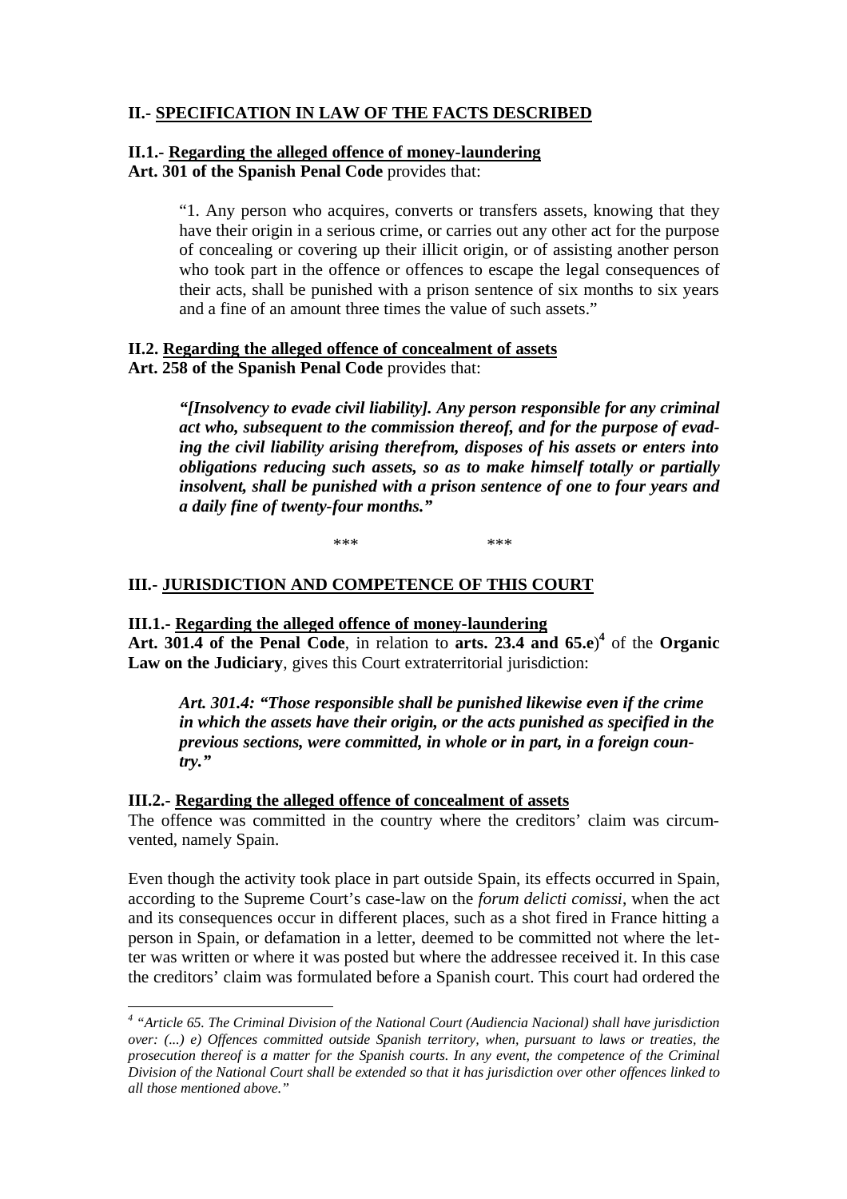## II.- SPECIFICATION IN LAW OF THE FACTS DESCRIBED

### II.1.- Regarding the alleged offence of money-laundering

**Art. 301 of the Spanish Penal Code** provides that:

> "1. Any person who acquires, converts or transfers assets, knowing that they have their origin in a serious crime, or carries out any other act for the purpose of concealing or covering up their illicit origin, or of assisting another person who took part in the offence or offences to escape the legal consequences of their acts, shall be punished with a prison sentence of six months to six years and a fine of an amount three times the value of such assets."

### II.2. Regarding the alleged offence of concealment of assets

**Art. 258 of the Spanish Penal Code** provides that:

> ***"[Insolvency to evade civil liability]. Any person responsible for any criminal act who, subsequent to the commission thereof, and for the purpose of evading the civil liability arising therefrom, disposes of his assets or enters into obligations reducing such assets, so as to make himself totally or partially insolvent, shall be punished with a prison sentence of one to four years and a daily fine of twenty-four months."***

\*\*\*                    \*\*\*

## III.- JURISDICTION AND COMPETENCE OF THIS COURT

### III.1.- Regarding the alleged offence of money-laundering

**Art. 301.4 of the Penal Code**, in relation to **arts. 23.4 and 65.e**)[4] of the **Organic Law on the Judiciary**, gives this Court extraterritorial jurisdiction:

> ***Art. 301.4: "Those responsible shall be punished likewise even if the crime in which the assets have their origin, or the acts punished as specified in the previous sections, were committed, in whole or in part, in a foreign country."***

### III.2.- Regarding the alleged offence of concealment of assets

The offence was committed in the country where the creditors' claim was circumvented, namely Spain.

Even though the activity took place in part outside Spain, its effects occurred in Spain, according to the Supreme Court's case-law on the *forum delicti comissi*, when the act and its consequences occur in different places, such as a shot fired in France hitting a person in Spain, or defamation in a letter, deemed to be committed not where the letter was written or where it was posted but where the addressee received it. In this case the creditors' claim was formulated before a Spanish court. This court had ordered the

---

[4] *"Article 65. The Criminal Division of the National Court (Audiencia Nacional) shall have jurisdiction over: (...) e) Offences committed outside Spanish territory, when, pursuant to laws or treaties, the prosecution thereof is a matter for the Spanish courts. In any event, the competence of the Criminal Division of the National Court shall be extended so that it has jurisdiction over other offences linked to all those mentioned above."*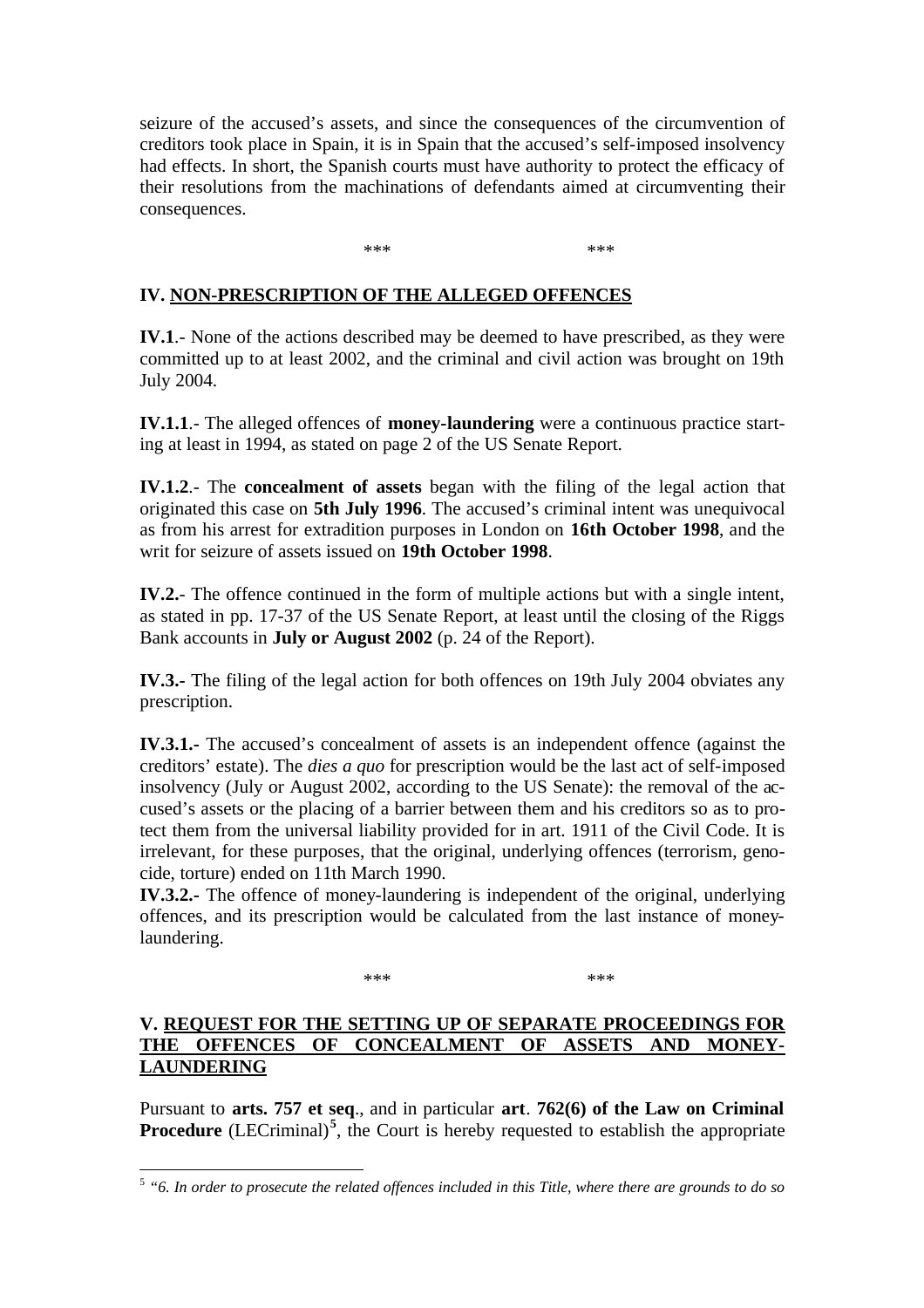seizure of the accused's assets, and since the consequences of the circumvention of creditors took place in Spain, it is in Spain that the accused's self-imposed insolvency had effects. In short, the Spanish courts must have authority to protect the efficacy of their resolutions from the machinations of defendants aimed at circumventing their consequences.

*** ***

## IV. NON-PRESCRIPTION OF THE ALLEGED OFFENCES

**IV.1**.- None of the actions described may be deemed to have prescribed, as they were committed up to at least 2002, and the criminal and civil action was brought on 19th July 2004.

**IV.1.1**.- The alleged offences of **money-laundering** were a continuous practice starting at least in 1994, as stated on page 2 of the US Senate Report.

**IV.1.2**.- The **concealment of assets** began with the filing of the legal action that originated this case on **5th July 1996**. The accused's criminal intent was unequivocal as from his arrest for extradition purposes in London on **16th October 1998**, and the writ for seizure of assets issued on **19th October 1998**.

**IV.2.-** The offence continued in the form of multiple actions but with a single intent, as stated in pp. 17-37 of the US Senate Report, at least until the closing of the Riggs Bank accounts in **July or August 2002** (p. 24 of the Report).

**IV.3.-** The filing of the legal action for both offences on 19th July 2004 obviates any prescription.

**IV.3.1.-** The accused's concealment of assets is an independent offence (against the creditors' estate). The *dies a quo* for prescription would be the last act of self-imposed insolvency (July or August 2002, according to the US Senate): the removal of the accused's assets or the placing of a barrier between them and his creditors so as to protect them from the universal liability provided for in art. 1911 of the Civil Code. It is irrelevant, for these purposes, that the original, underlying offences (terrorism, genocide, torture) ended on 11th March 1990.

**IV.3.2.-** The offence of money-laundering is independent of the original, underlying offences, and its prescription would be calculated from the last instance of money-laundering.

*** ***

## V. REQUEST FOR THE SETTING UP OF SEPARATE PROCEEDINGS FOR THE OFFENCES OF CONCEALMENT OF ASSETS AND MONEY-LAUNDERING

Pursuant to **arts. 757 et seq**., and in particular **art**. **762(6) of the Law on Criminal Procedure** (LECriminal)[5], the Court is hereby requested to establish the appropriate

[5] *"6. In order to prosecute the related offences included in this Title, where there are grounds to do so*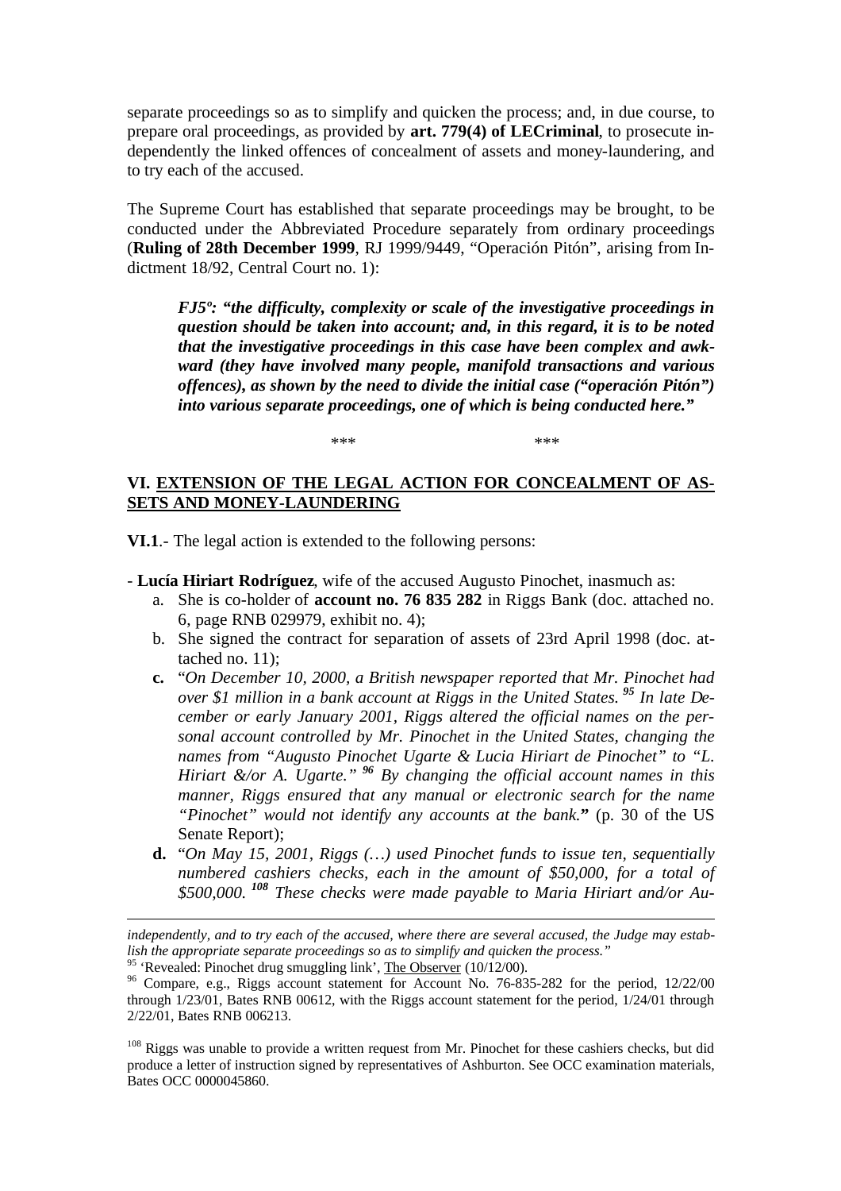separate proceedings so as to simplify and quicken the process; and, in due course, to prepare oral proceedings, as provided by **art. 779(4) of LECriminal**, to prosecute independently the linked offences of concealment of assets and money-laundering, and to try each of the accused.

The Supreme Court has established that separate proceedings may be brought, to be conducted under the Abbreviated Procedure separately from ordinary proceedings (**Ruling of 28th December 1999**, RJ 1999/9449, "Operación Pitón", arising from Indictment 18/92, Central Court no. 1):

> ***FJ5º: "the difficulty, complexity or scale of the investigative proceedings in question should be taken into account; and, in this regard, it is to be noted that the investigative proceedings in this case have been complex and awkward (they have involved many people, manifold transactions and various offences), as shown by the need to divide the initial case ("operación Pitón") into various separate proceedings, one of which is being conducted here."***

*** ***

## VI. <u>EXTENSION OF THE LEGAL ACTION FOR CONCEALMENT OF ASSETS AND MONEY-LAUNDERING</u>

**VI.1**.- The legal action is extended to the following persons:

- **Lucía Hiriart Rodríguez**, wife of the accused Augusto Pinochet, inasmuch as:
  a. She is co-holder of **account no. 76 835 282** in Riggs Bank (doc. attached no. 6, page RNB 029979, exhibit no. 4);
  b. She signed the contract for separation of assets of 23rd April 1998 (doc. attached no. 11);
  **c.** "*On December 10, 2000, a British newspaper reported that Mr. Pinochet had over $1 million in a bank account at Riggs in the United States.* ***[95]*** *In late December or early January 2001, Riggs altered the official names on the personal account controlled by Mr. Pinochet in the United States, changing the names from "Augusto Pinochet Ugarte & Lucia Hiriart de Pinochet" to "L. Hiriart &/or A. Ugarte."* ***[96]*** *By changing the official account names in this manner, Riggs ensured that any manual or electronic search for the name "Pinochet" would not identify any accounts at the bank.***"** (p. 30 of the US Senate Report);
  **d.** "*On May 15, 2001, Riggs (…) used Pinochet funds to issue ten, sequentially numbered cashiers checks, each in the amount of $50,000, for a total of $500,000.* ***[108]*** *These checks were made payable to Maria Hiriart and/or Au-*

---

*independently, and to try each of the accused, where there are several accused, the Judge may establish the appropriate separate proceedings so as to simplify and quicken the process."*

[95] 'Revealed: Pinochet drug smuggling link', <u>The Observer</u> (10/12/00).

[96] Compare, e.g., Riggs account statement for Account No. 76-835-282 for the period, 12/22/00 through 1/23/01, Bates RNB 00612, with the Riggs account statement for the period, 1/24/01 through 2/22/01, Bates RNB 006213.

[108] Riggs was unable to provide a written request from Mr. Pinochet for these cashiers checks, but did produce a letter of instruction signed by representatives of Ashburton. See OCC examination materials, Bates OCC 0000045860.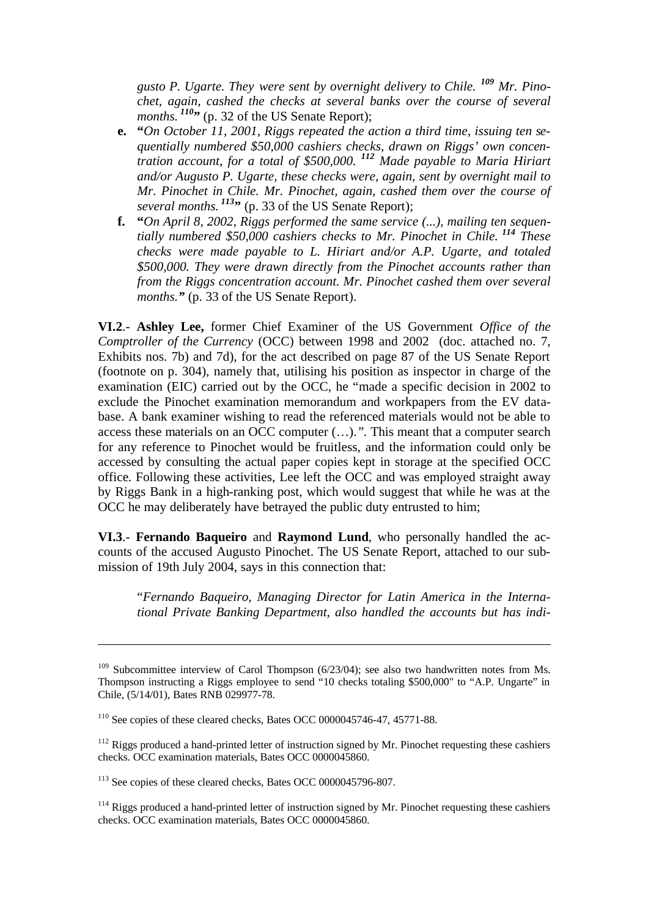*gusto P. Ugarte. They were sent by overnight delivery to Chile.* [109] *Mr. Pinochet, again, cashed the checks at several banks over the course of several months.* [110]**"** (p. 32 of the US Senate Report);

**e.** **"***On October 11, 2001, Riggs repeated the action a third time, issuing ten sequentially numbered $50,000 cashiers checks, drawn on Riggs' own concentration account, for a total of $500,000.* [112] *Made payable to Maria Hiriart and/or Augusto P. Ugarte, these checks were, again, sent by overnight mail to Mr. Pinochet in Chile. Mr. Pinochet, again, cashed them over the course of several months.* [113]**"** (p. 33 of the US Senate Report);

**f.** **"***On April 8, 2002, Riggs performed the same service (...), mailing ten sequentially numbered $50,000 cashiers checks to Mr. Pinochet in Chile.* [114] *These checks were made payable to L. Hiriart and/or A.P. Ugarte, and totaled $500,000. They were drawn directly from the Pinochet accounts rather than from the Riggs concentration account. Mr. Pinochet cashed them over several months.***"** (p. 33 of the US Senate Report).

**VI.2**.- **Ashley Lee,** former Chief Examiner of the US Government *Office of the Comptroller of the Currency* (OCC) between 1998 and 2002 (doc. attached no. 7, Exhibits nos. 7b) and 7d), for the act described on page 87 of the US Senate Report (footnote on p. 304), namely that, utilising his position as inspector in charge of the examination (EIC) carried out by the OCC, he "made a specific decision in 2002 to exclude the Pinochet examination memorandum and workpapers from the EV database. A bank examiner wishing to read the referenced materials would not be able to access these materials on an OCC computer (…).". This meant that a computer search for any reference to Pinochet would be fruitless, and the information could only be accessed by consulting the actual paper copies kept in storage at the specified OCC office. Following these activities, Lee left the OCC and was employed straight away by Riggs Bank in a high-ranking post, which would suggest that while he was at the OCC he may deliberately have betrayed the public duty entrusted to him;

**VI.3**.- **Fernando Baqueiro** and **Raymond Lund**, who personally handled the accounts of the accused Augusto Pinochet. The US Senate Report, attached to our submission of 19th July 2004, says in this connection that:

"*Fernando Baqueiro, Managing Director for Latin America in the International Private Banking Department, also handled the accounts but has indi-*

---

[109] Subcommittee interview of Carol Thompson (6/23/04); see also two handwritten notes from Ms. Thompson instructing a Riggs employee to send "10 checks totaling $500,000" to "A.P. Ungarte" in Chile, (5/14/01), Bates RNB 029977-78.

[110] See copies of these cleared checks, Bates OCC 0000045746-47, 45771-88.

[112] Riggs produced a hand-printed letter of instruction signed by Mr. Pinochet requesting these cashiers checks. OCC examination materials, Bates OCC 0000045860.

[113] See copies of these cleared checks, Bates OCC 0000045796-807.

[114] Riggs produced a hand-printed letter of instruction signed by Mr. Pinochet requesting these cashiers checks. OCC examination materials, Bates OCC 0000045860.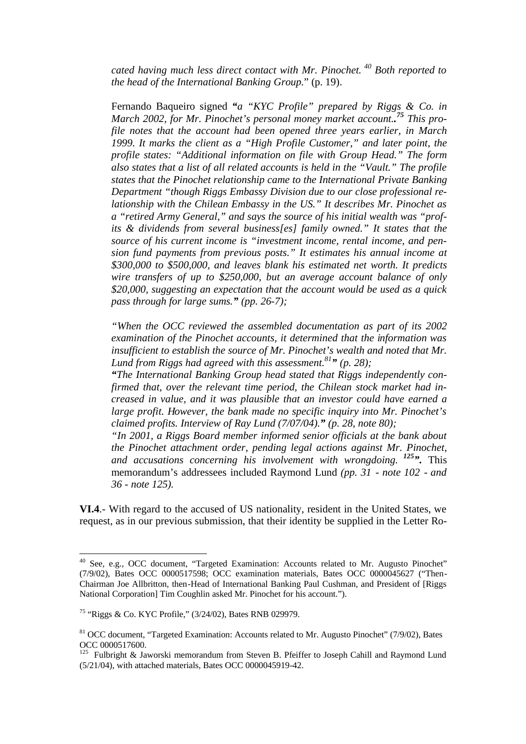*cated having much less direct contact with Mr. Pinochet.* [40] *Both reported to the head of the International Banking Group.*" (p. 19).

Fernando Baqueiro signed ***"****a "KYC Profile" prepared by Riggs & Co. in March 2002, for Mr. Pinochet's personal money market account*.**.**[75] *This profile notes that the account had been opened three years earlier, in March 1999. It marks the client as a "High Profile Customer," and later point, the profile states: "Additional information on file with Group Head." The form also states that a list of all related accounts is held in the "Vault." The profile states that the Pinochet relationship came to the International Private Banking Department "though Riggs Embassy Division due to our close professional relationship with the Chilean Embassy in the US." It describes Mr. Pinochet as a "retired Army General," and says the source of his initial wealth was "profits & dividends from several business[es] family owned." It states that the source of his current income is "investment income, rental income, and pension fund payments from previous posts." It estimates his annual income at $300,000 to $500,000, and leaves blank his estimated net worth. It predicts wire transfers of up to $250,000, but an average account balance of only $20,000, suggesting an expectation that the account would be used as a quick pass through for large sums.*" *(pp. 26-7);*

*"When the OCC reviewed the assembled documentation as part of its 2002 examination of the Pinochet accounts, it determined that the information was insufficient to establish the source of Mr. Pinochet's wealth and noted that Mr. Lund from Riggs had agreed with this assessment.*[81]**"** *(p. 28);*

**"***The International Banking Group head stated that Riggs independently confirmed that, over the relevant time period, the Chilean stock market had increased in value, and it was plausible that an investor could have earned a large profit. However, the bank made no specific inquiry into Mr. Pinochet's claimed profits. Interview of Ray Lund (7/07/04).***"** *(p. 28, note 80);*

*"In 2001, a Riggs Board member informed senior officials at the bank about the Pinochet attachment order, pending legal actions against Mr. Pinochet, and accusations concerning his involvement with wrongdoing.* [125]**".** This memorandum's addressees included Raymond Lund *(pp. 31 - note 102 - and 36 - note 125).*

**VI.4**.- With regard to the accused of US nationality, resident in the United States, we request, as in our previous submission, that their identity be supplied in the Letter Ro-

---

[40] See, e.g., OCC document, "Targeted Examination: Accounts related to Mr. Augusto Pinochet" (7/9/02), Bates OCC 0000517598; OCC examination materials, Bates OCC 0000045627 ("Then-Chairman Joe Allbritton, then-Head of International Banking Paul Cushman, and President of [Riggs National Corporation] Tim Coughlin asked Mr. Pinochet for his account.").

[75] "Riggs & Co. KYC Profile," (3/24/02), Bates RNB 029979.

[81] OCC document, "Targeted Examination: Accounts related to Mr. Augusto Pinochet" (7/9/02), Bates OCC 0000517600.

[125] Fulbright & Jaworski memorandum from Steven B. Pfeiffer to Joseph Cahill and Raymond Lund (5/21/04), with attached materials, Bates OCC 0000045919-42.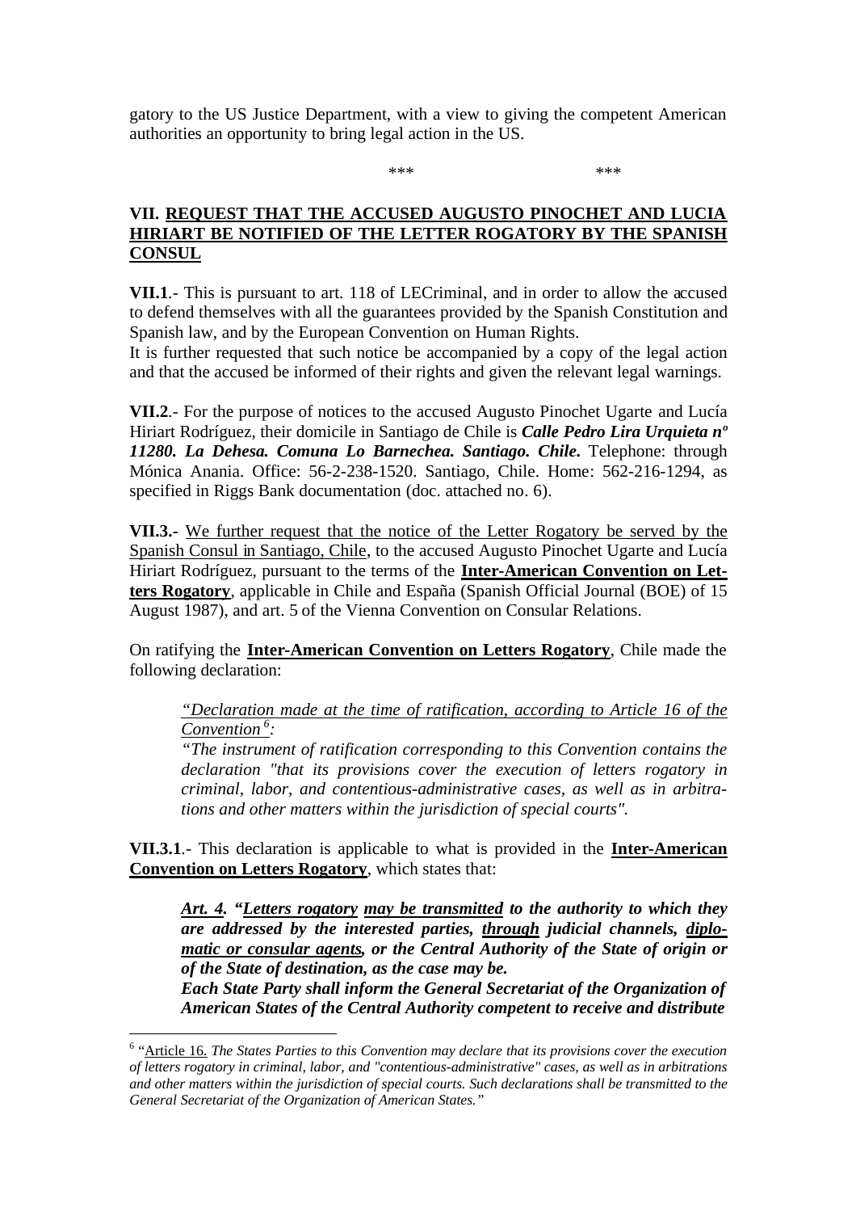gatory to the US Justice Department, with a view to giving the competent American authorities an opportunity to bring legal action in the US.

\*\*\* \*\*\*

### VII. <u>REQUEST THAT THE ACCUSED AUGUSTO PINOCHET AND LUCIA HIRIART BE NOTIFIED OF THE LETTER ROGATORY BY THE SPANISH CONSUL</u>

**VII.1**.- This is pursuant to art. 118 of LECriminal, and in order to allow the accused to defend themselves with all the guarantees provided by the Spanish Constitution and Spanish law, and by the European Convention on Human Rights.

It is further requested that such notice be accompanied by a copy of the legal action and that the accused be informed of their rights and given the relevant legal warnings.

**VII.2**.- For the purpose of notices to the accused Augusto Pinochet Ugarte and Lucía Hiriart Rodríguez, their domicile in Santiago de Chile is ***Calle Pedro Lira Urquieta nº 11280. La Dehesa. Comuna Lo Barnechea. Santiago. Chile.*** Telephone: through Mónica Anania. Office: 56-2-238-1520. Santiago, Chile. Home: 562-216-1294, as specified in Riggs Bank documentation (doc. attached no. 6).

**VII.3.-** <u>We further request that the notice of the Letter Rogatory be served by the Spanish Consul in Santiago, Chile</u>, to the accused Augusto Pinochet Ugarte and Lucía Hiriart Rodríguez, pursuant to the terms of the **<u>Inter-American Convention on Letters Rogatory</u>**, applicable in Chile and España (Spanish Official Journal (BOE) of 15 August 1987), and art. 5 of the Vienna Convention on Consular Relations.

On ratifying the **<u>Inter-American Convention on Letters Rogatory</u>**, Chile made the following declaration:

> *<u>"Declaration made at the time of ratification, according to Article 16 of the Convention</u>*[6]*:*
>
> *"The instrument of ratification corresponding to this Convention contains the declaration "that its provisions cover the execution of letters rogatory in criminal, labor, and contentious-administrative cases, as well as in arbitrations and other matters within the jurisdiction of special courts".*

**VII.3.1**.- This declaration is applicable to what is provided in the **<u>Inter-American Convention on Letters Rogatory</u>**, which states that:

> ***<u>Art. 4</u>. "<u>Letters rogatory</u> <u>may be transmitted</u> to the authority to which they are addressed by the interested parties, <u>through</u> judicial channels, <u>diplomatic or consular agents</u>, or the Central Authority of the State of origin or of the State of destination, as the case may be.***
>
> ***Each State Party shall inform the General Secretariat of the Organization of American States of the Central Authority competent to receive and distribute***

---

[6] "<u>Article 16.</u> *The States Parties to this Convention may declare that its provisions cover the execution of letters rogatory in criminal, labor, and "contentious-administrative" cases, as well as in arbitrations and other matters within the jurisdiction of special courts. Such declarations shall be transmitted to the General Secretariat of the Organization of American States."*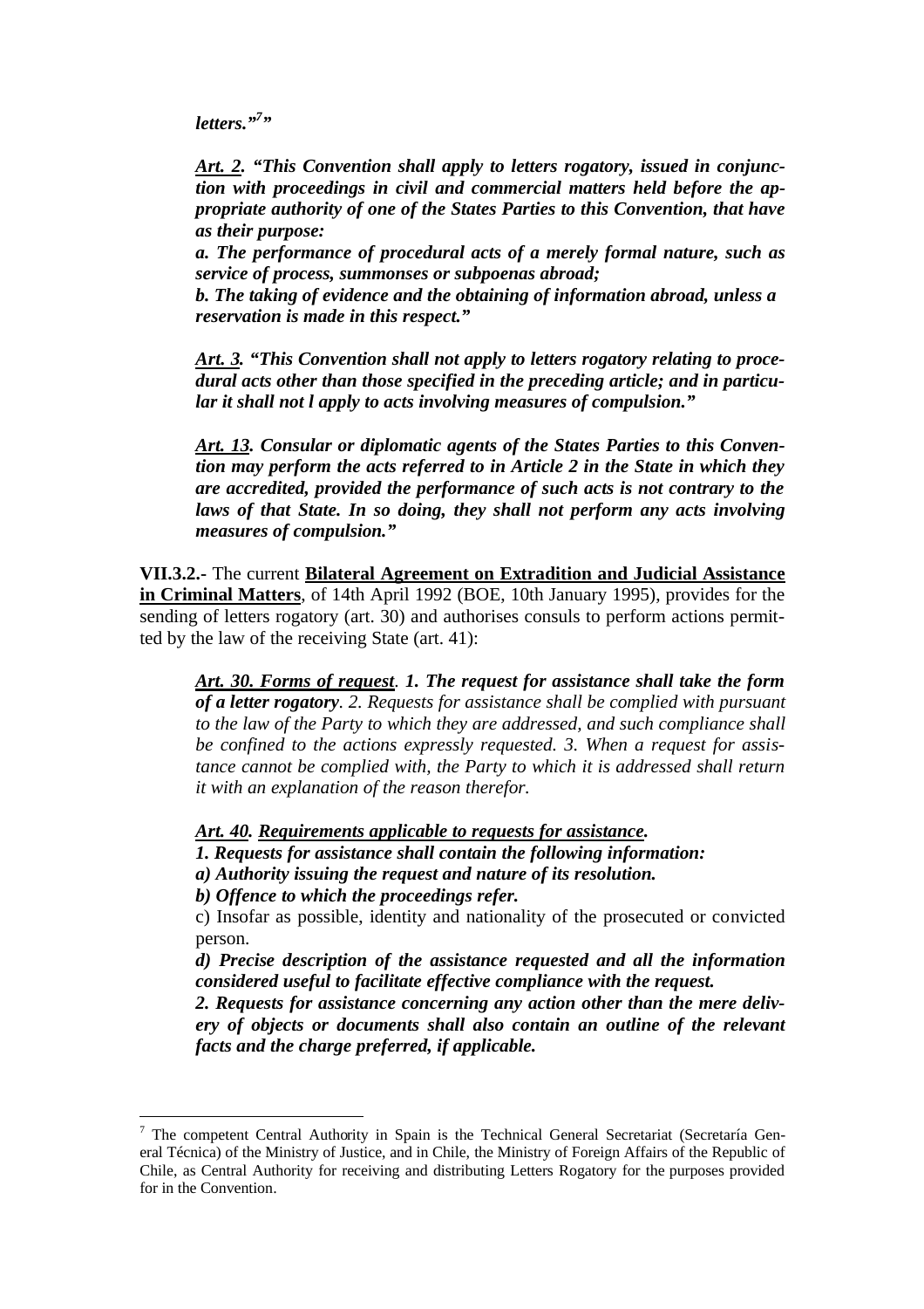*letters."[7]"*

***Art. 2. "This Convention shall apply to letters rogatory, issued in conjunction with proceedings in civil and commercial matters held before the appropriate authority of one of the States Parties to this Convention, that have as their purpose:***

***a. The performance of procedural acts of a merely formal nature, such as service of process, summonses or subpoenas abroad;***

***b. The taking of evidence and the obtaining of information abroad, unless a reservation is made in this respect."***

***Art. 3. "This Convention shall not apply to letters rogatory relating to procedural acts other than those specified in the preceding article; and in particular it shall not l apply to acts involving measures of compulsion."***

***Art. 13. Consular or diplomatic agents of the States Parties to this Convention may perform the acts referred to in Article 2 in the State in which they are accredited, provided the performance of such acts is not contrary to the laws of that State. In so doing, they shall not perform any acts involving measures of compulsion."***

**VII.3.2.-** The current **Bilateral Agreement on Extradition and Judicial Assistance in Criminal Matters**, of 14th April 1992 (BOE, 10th January 1995), provides for the sending of letters rogatory (art. 30) and authorises consuls to perform actions permitted by the law of the receiving State (art. 41):

***Art. 30. Forms of request**. **1. The request for assistance shall take the form of a letter rogatory**. 2. Requests for assistance shall be complied with pursuant to the law of the Party to which they are addressed, and such compliance shall be confined to the actions expressly requested. 3. When a request for assistance cannot be complied with, the Party to which it is addressed shall return it with an explanation of the reason therefor.*

***Art. 40. Requirements applicable to requests for assistance.***

***1. Requests for assistance shall contain the following information:***

***a) Authority issuing the request and nature of its resolution.***

***b) Offence to which the proceedings refer.***

c) Insofar as possible, identity and nationality of the prosecuted or convicted person.

***d) Precise description of the assistance requested and all the information considered useful to facilitate effective compliance with the request.***

***2. Requests for assistance concerning any action other than the mere delivery of objects or documents shall also contain an outline of the relevant facts and the charge preferred, if applicable.***

---

[7] The competent Central Authority in Spain is the Technical General Secretariat (Secretaría General Técnica) of the Ministry of Justice, and in Chile, the Ministry of Foreign Affairs of the Republic of Chile, as Central Authority for receiving and distributing Letters Rogatory for the purposes provided for in the Convention.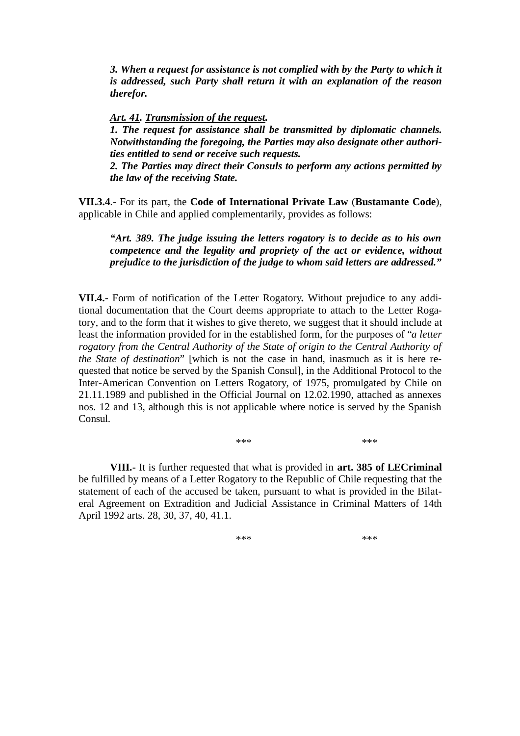***3. When a request for assistance is not complied with by the Party to which it is addressed, such Party shall return it with an explanation of the reason therefor.***

***Art. 41. Transmission of the request.***
***1. The request for assistance shall be transmitted by diplomatic channels. Notwithstanding the foregoing, the Parties may also designate other authorities entitled to send or receive such requests.***
***2. The Parties may direct their Consuls to perform any actions permitted by the law of the receiving State.***

**VII.3.4**.- For its part, the **Code of International Private Law** (**Bustamante Code**), applicable in Chile and applied complementarily, provides as follows:

***"Art. 389. The judge issuing the letters rogatory is to decide as to his own competence and the legality and propriety of the act or evidence, without prejudice to the jurisdiction of the judge to whom said letters are addressed."***

**VII.4.-** Form of notification of the Letter Rogatory**.** Without prejudice to any additional documentation that the Court deems appropriate to attach to the Letter Rogatory, and to the form that it wishes to give thereto, we suggest that it should include at least the information provided for in the established form, for the purposes of "*a letter rogatory from the Central Authority of the State of origin to the Central Authority of the State of destination*" [which is not the case in hand, inasmuch as it is here requested that notice be served by the Spanish Consul], in the Additional Protocol to the Inter-American Convention on Letters Rogatory, of 1975, promulgated by Chile on 21.11.1989 and published in the Official Journal on 12.02.1990, attached as annexes nos. 12 and 13, although this is not applicable where notice is served by the Spanish Consul.

\*\*\* \*\*\*

**VIII.-** It is further requested that what is provided in **art. 385 of LECriminal** be fulfilled by means of a Letter Rogatory to the Republic of Chile requesting that the statement of each of the accused be taken, pursuant to what is provided in the Bilateral Agreement on Extradition and Judicial Assistance in Criminal Matters of 14th April 1992 arts. 28, 30, 37, 40, 41.1.

\*\*\* \*\*\*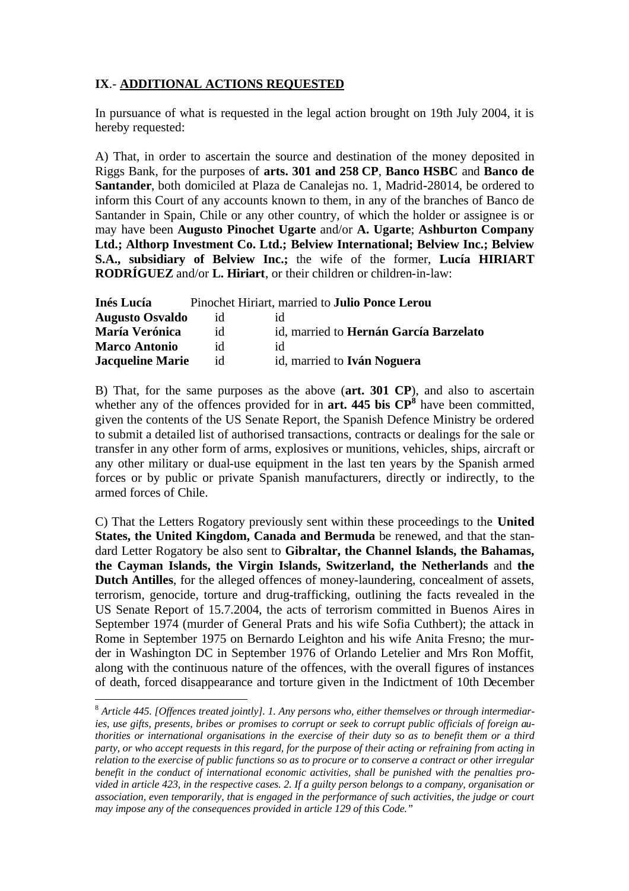**IX**.- **ADDITIONAL ACTIONS REQUESTED**

In pursuance of what is requested in the legal action brought on 19th July 2004, it is hereby requested:

A) That, in order to ascertain the source and destination of the money deposited in Riggs Bank, for the purposes of **arts. 301 and 258 CP**, **Banco HSBC** and **Banco de Santander**, both domiciled at Plaza de Canalejas no. 1, Madrid-28014, be ordered to inform this Court of any accounts known to them, in any of the branches of Banco de Santander in Spain, Chile or any other country, of which the holder or assignee is or may have been **Augusto Pinochet Ugarte** and/or **A. Ugarte**; **Ashburton Company Ltd.; Althorp Investment Co. Ltd.; Belview International; Belview Inc.; Belview S.A., subsidiary of Belview Inc.;** the wife of the former, **Lucía HIRIART RODRÍGUEZ** and/or **L. Hiriart**, or their children or children-in-law:

| | | |
|---|---|---|
| **Inés Lucía** | Pinochet Hiriart, married to **Julio Ponce Lerou** | |
| **Augusto Osvaldo** | id | id |
| **María Verónica** | id | id, married to **Hernán García Barzelato** |
| **Marco Antonio** | id | id |
| **Jacqueline Marie** | id | id, married to **Iván Noguera** |

B) That, for the same purposes as the above (**art. 301 CP**), and also to ascertain whether any of the offences provided for in **art. 445 bis CP**[8] have been committed, given the contents of the US Senate Report, the Spanish Defence Ministry be ordered to submit a detailed list of authorised transactions, contracts or dealings for the sale or transfer in any other form of arms, explosives or munitions, vehicles, ships, aircraft or any other military or dual-use equipment in the last ten years by the Spanish armed forces or by public or private Spanish manufacturers, directly or indirectly, to the armed forces of Chile.

C) That the Letters Rogatory previously sent within these proceedings to the **United States, the United Kingdom, Canada and Bermuda** be renewed, and that the standard Letter Rogatory be also sent to **Gibraltar, the Channel Islands, the Bahamas, the Cayman Islands, the Virgin Islands, Switzerland, the Netherlands** and **the Dutch Antilles**, for the alleged offences of money-laundering, concealment of assets, terrorism, genocide, torture and drug-trafficking, outlining the facts revealed in the US Senate Report of 15.7.2004, the acts of terrorism committed in Buenos Aires in September 1974 (murder of General Prats and his wife Sofia Cuthbert); the attack in Rome in September 1975 on Bernardo Leighton and his wife Anita Fresno; the murder in Washington DC in September 1976 of Orlando Letelier and Mrs Ron Moffit, along with the continuous nature of the offences, with the overall figures of instances of death, forced disappearance and torture given in the Indictment of 10th December

---

[8] *Article 445. [Offences treated jointly]. 1. Any persons who, either themselves or through intermediaries, use gifts, presents, bribes or promises to corrupt or seek to corrupt public officials of foreign authorities or international organisations in the exercise of their duty so as to benefit them or a third party, or who accept requests in this regard, for the purpose of their acting or refraining from acting in relation to the exercise of public functions so as to procure or to conserve a contract or other irregular benefit in the conduct of international economic activities, shall be punished with the penalties provided in article 423, in the respective cases. 2. If a guilty person belongs to a company, organisation or association, even temporarily, that is engaged in the performance of such activities, the judge or court may impose any of the consequences provided in article 129 of this Code."*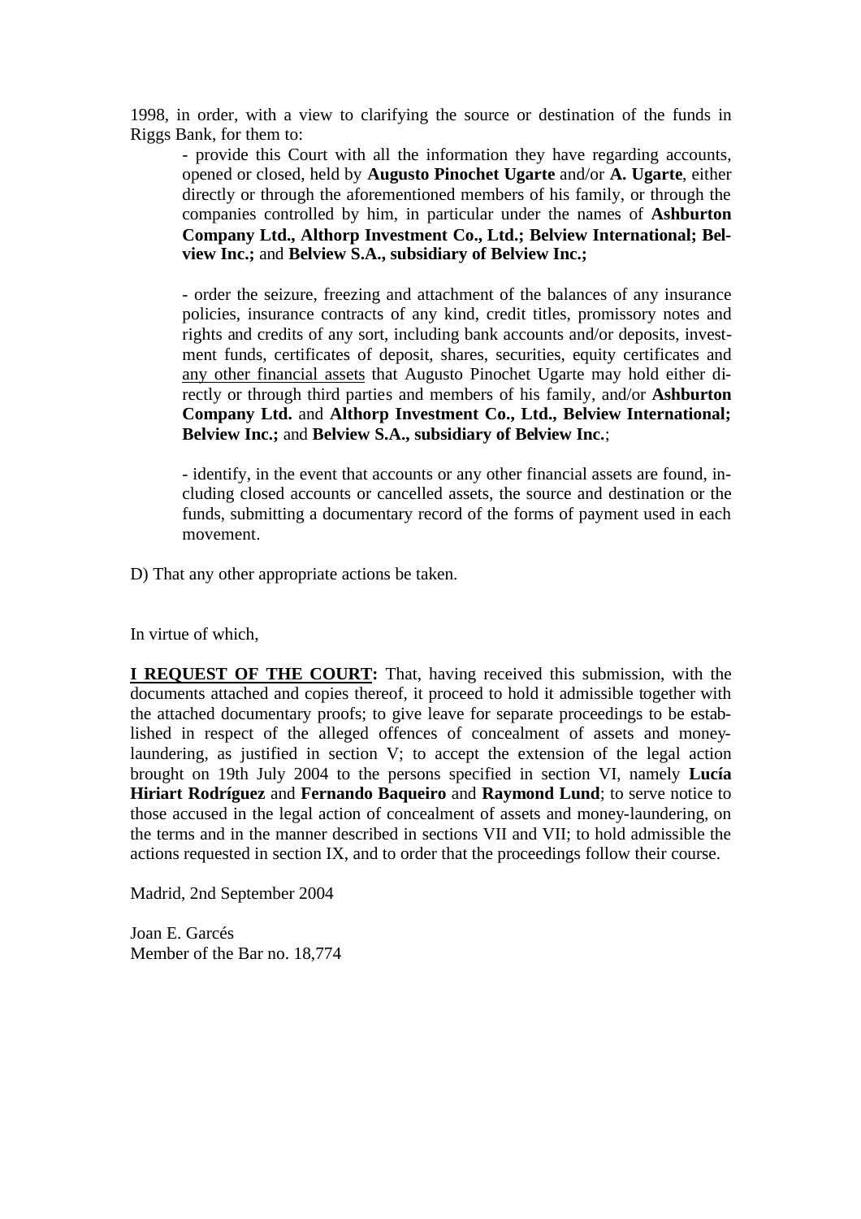1998, in order, with a view to clarifying the source or destination of the funds in Riggs Bank, for them to:

- provide this Court with all the information they have regarding accounts, opened or closed, held by **Augusto Pinochet Ugarte** and/or **A. Ugarte**, either directly or through the aforementioned members of his family, or through the companies controlled by him, in particular under the names of **Ashburton Company Ltd., Althorp Investment Co., Ltd.; Belview International; Belview Inc.;** and **Belview S.A., subsidiary of Belview Inc.;**

- order the seizure, freezing and attachment of the balances of any insurance policies, insurance contracts of any kind, credit titles, promissory notes and rights and credits of any sort, including bank accounts and/or deposits, investment funds, certificates of deposit, shares, securities, equity certificates and <u>any other financial assets</u> that Augusto Pinochet Ugarte may hold either directly or through third parties and members of his family, and/or **Ashburton Company Ltd.** and **Althorp Investment Co., Ltd., Belview International; Belview Inc.;** and **Belview S.A., subsidiary of Belview Inc.**;

- identify, in the event that accounts or any other financial assets are found, including closed accounts or cancelled assets, the source and destination or the funds, submitting a documentary record of the forms of payment used in each movement.

D) That any other appropriate actions be taken.

In virtue of which,

**<u>I REQUEST OF THE COURT</u>:** That, having received this submission, with the documents attached and copies thereof, it proceed to hold it admissible together with the attached documentary proofs; to give leave for separate proceedings to be established in respect of the alleged offences of concealment of assets and money-laundering, as justified in section V; to accept the extension of the legal action brought on 19th July 2004 to the persons specified in section VI, namely **Lucía Hiriart Rodríguez** and **Fernando Baqueiro** and **Raymond Lund**; to serve notice to those accused in the legal action of concealment of assets and money-laundering, on the terms and in the manner described in sections VII and VII; to hold admissible the actions requested in section IX, and to order that the proceedings follow their course.

Madrid, 2nd September 2004

Joan E. Garcés
Member of the Bar no. 18,774